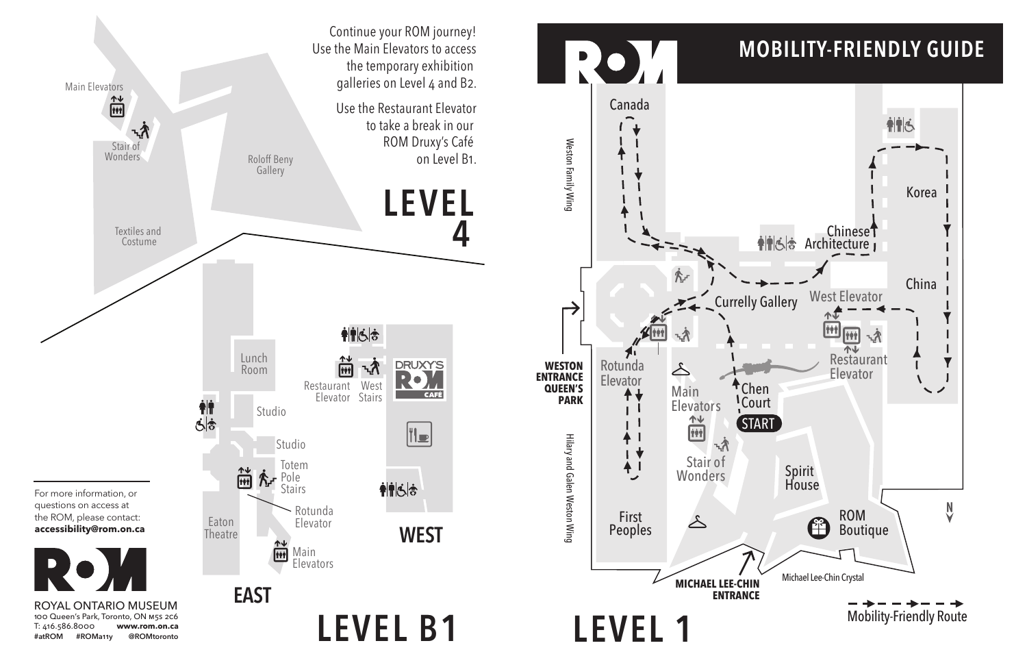# ROM MOBILITY-FRIENDLY GUIDE

## LEVEL 4

Continue your ROM journey! Use the Main Elevators to access the temporary exhibition galleries on Level 4 and B2.

Use the Restaurant Elevator to take a break in our ROM Druxy's Café on Level B1.

Main Elevators

Stair of Wonders

Roloff Beny Gallery

Textiles and Costume

## LEVEL B1

### EAST

Lunch Room

Studio

Studio

Totem Pole Stairs

Rotunda Elevator

Eaton Theatre

Main Elevators

### WEST

Restaurant Elevator

West Stairs

DRUXY'S ROM CAFÉ

## LEVEL 1

Canada

Weston Family Wing

Chinese Architecture

Korea

China

Currelly Gallery

West Elevator

Restaurant Elevator

WESTON ENTRANCE QUEEN'S PARK

Rotunda Elevator

Main Elevators

Chen Court

START

Stair of Wonders

Hilary and Galen Weston Wing

Spirit House

First Peoples

ROM Boutique

MICHAEL LEE-CHIN ENTRANCE

Michael Lee-Chin Crystal

N

Mobility-Friendly Route

---

For more information, or questions on access at the ROM, please contact: **accessibility@rom.on.ca**

ROYAL ONTARIO MUSEUM
100 Queen's Park, Toronto, ON M5S 2C6
T: 416.586.8000 **www.rom.on.ca**
#atROM #ROMa11y @ROMtoronto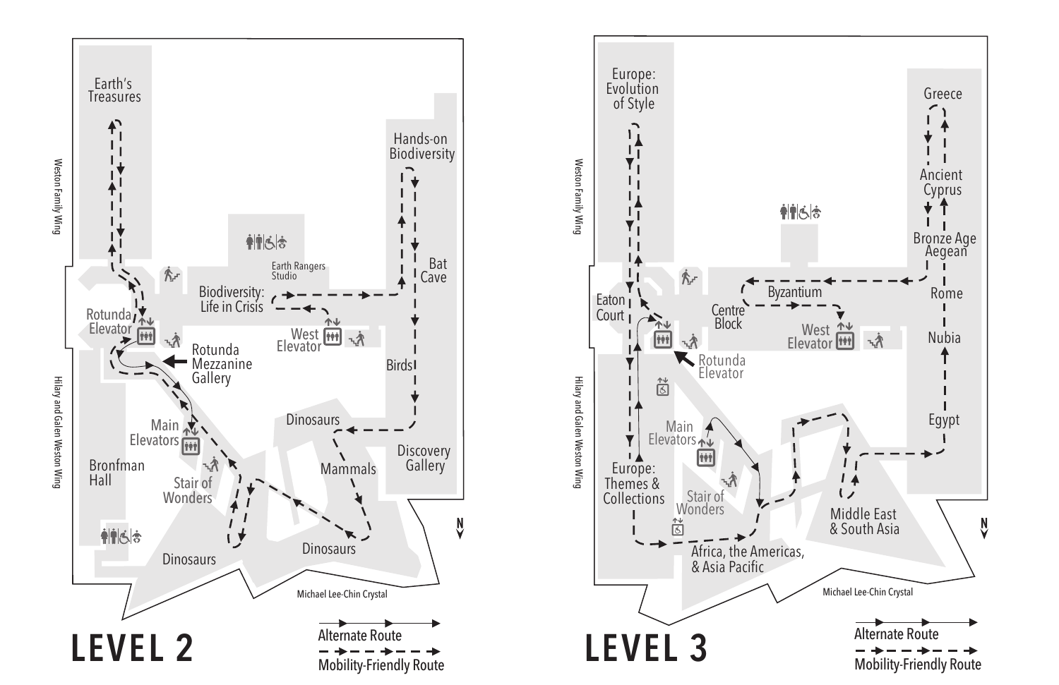## LEVEL 2

Earth's Treasures

Hands-on Biodiversity

Earth Rangers Studio

Biodiversity: Life in Crisis

Bat Cave

Rotunda Elevator

West Elevator

Rotunda Mezzanine Gallery

Birds

Dinosaurs

Discovery Gallery

Main Elevators

Mammals

Bronfman Hall

Stair of Wonders

Dinosaurs

Dinosaurs

Weston Family Wing

Hilary and Galen Weston Wing

Michael Lee-Chin Crystal

N

Alternate Route

Mobility-Friendly Route

## LEVEL 3

Europe: Evolution of Style

Greece

Ancient Cyprus

Bronze Age Aegean

Byzantium

Rome

Eaton Court

Centre Block

West Elevator

Nubia

Rotunda Elevator

Main Elevators

Egypt

Europe: Themes & Collections

Stair of Wonders

Middle East & South Asia

Africa, the Americas, & Asia Pacific

Weston Family Wing

Hilary and Galen Weston Wing

Michael Lee-Chin Crystal

N

Alternate Route

Mobility-Friendly Route